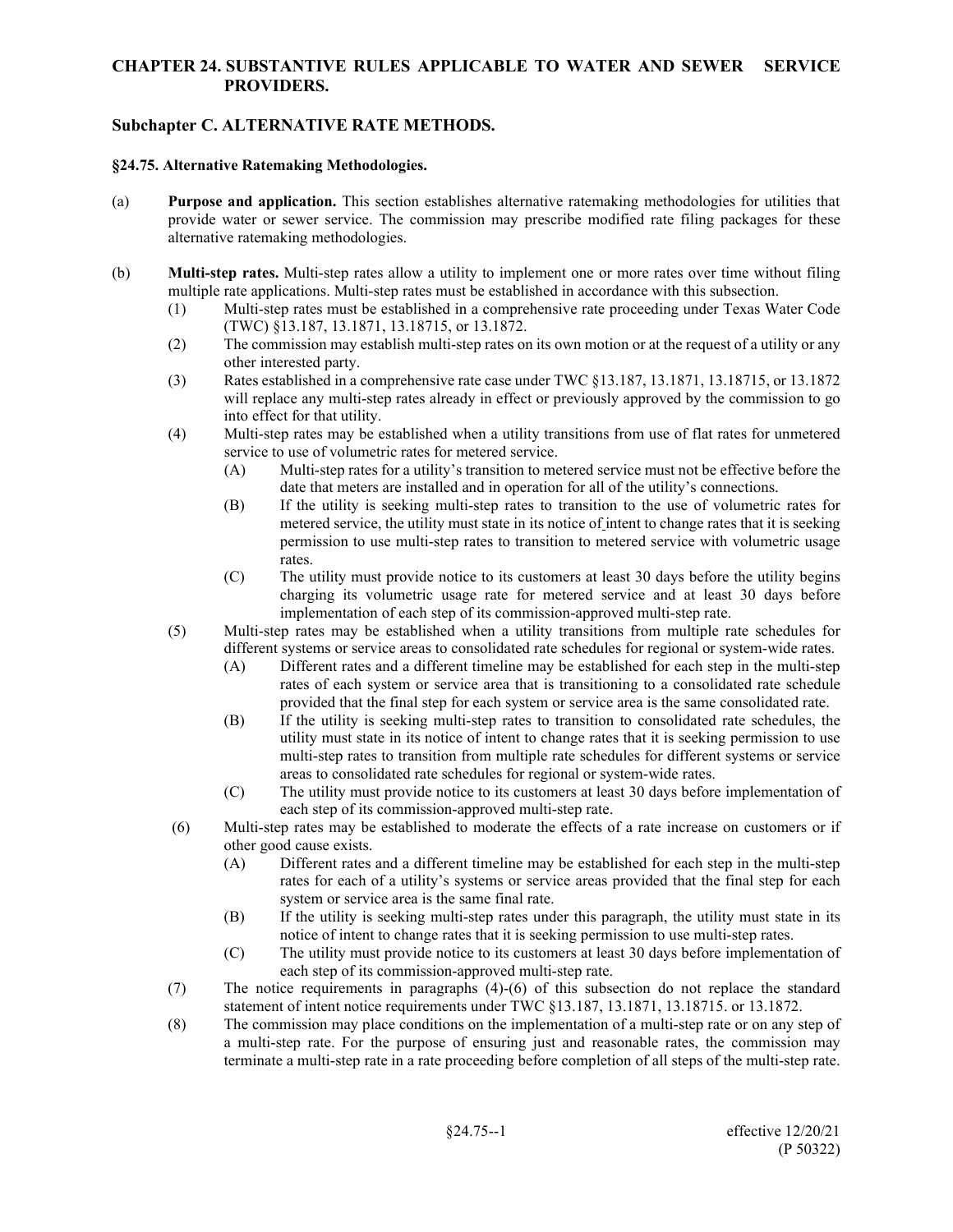# CHAPTER 24. SUBSTANTIVE RULES APPLICABLE TO WATER AND SEWER SERVICE PROVIDERS.

## Subchapter C. ALTERNATIVE RATE METHODS.

### §24.75. Alternative Ratemaking Methodologies.

(a) **Purpose and application.** This section establishes alternative ratemaking methodologies for utilities that provide water or sewer service. The commission may prescribe modified rate filing packages for these alternative ratemaking methodologies.

(b) **Multi-step rates.** Multi-step rates allow a utility to implement one or more rates over time without filing multiple rate applications. Multi-step rates must be established in accordance with this subsection.

(1) Multi-step rates must be established in a comprehensive rate proceeding under Texas Water Code (TWC) §13.187, 13.1871, 13.18715, or 13.1872.

(2) The commission may establish multi-step rates on its own motion or at the request of a utility or any other interested party.

(3) Rates established in a comprehensive rate case under TWC §13.187, 13.1871, 13.18715, or 13.1872 will replace any multi-step rates already in effect or previously approved by the commission to go into effect for that utility.

(4) Multi-step rates may be established when a utility transitions from use of flat rates for unmetered service to use of volumetric rates for metered service.

(A) Multi-step rates for a utility's transition to metered service must not be effective before the date that meters are installed and in operation for all of the utility's connections.

(B) If the utility is seeking multi-step rates to transition to the use of volumetric rates for metered service, the utility must state in its notice of intent to change rates that it is seeking permission to use multi-step rates to transition to metered service with volumetric usage rates.

(C) The utility must provide notice to its customers at least 30 days before the utility begins charging its volumetric usage rate for metered service and at least 30 days before implementation of each step of its commission-approved multi-step rate.

(5) Multi-step rates may be established when a utility transitions from multiple rate schedules for different systems or service areas to consolidated rate schedules for regional or system-wide rates.

(A) Different rates and a different timeline may be established for each step in the multi-step rates of each system or service area that is transitioning to a consolidated rate schedule provided that the final step for each system or service area is the same consolidated rate.

(B) If the utility is seeking multi-step rates to transition to consolidated rate schedules, the utility must state in its notice of intent to change rates that it is seeking permission to use multi-step rates to transition from multiple rate schedules for different systems or service areas to consolidated rate schedules for regional or system-wide rates.

(C) The utility must provide notice to its customers at least 30 days before implementation of each step of its commission-approved multi-step rate.

(6) Multi-step rates may be established to moderate the effects of a rate increase on customers or if other good cause exists.

(A) Different rates and a different timeline may be established for each step in the multi-step rates for each of a utility's systems or service areas provided that the final step for each system or service area is the same final rate.

(B) If the utility is seeking multi-step rates under this paragraph, the utility must state in its notice of intent to change rates that it is seeking permission to use multi-step rates.

(C) The utility must provide notice to its customers at least 30 days before implementation of each step of its commission-approved multi-step rate.

(7) The notice requirements in paragraphs (4)-(6) of this subsection do not replace the standard statement of intent notice requirements under TWC §13.187, 13.1871, 13.18715. or 13.1872.

(8) The commission may place conditions on the implementation of a multi-step rate or on any step of a multi-step rate. For the purpose of ensuring just and reasonable rates, the commission may terminate a multi-step rate in a rate proceeding before completion of all steps of the multi-step rate.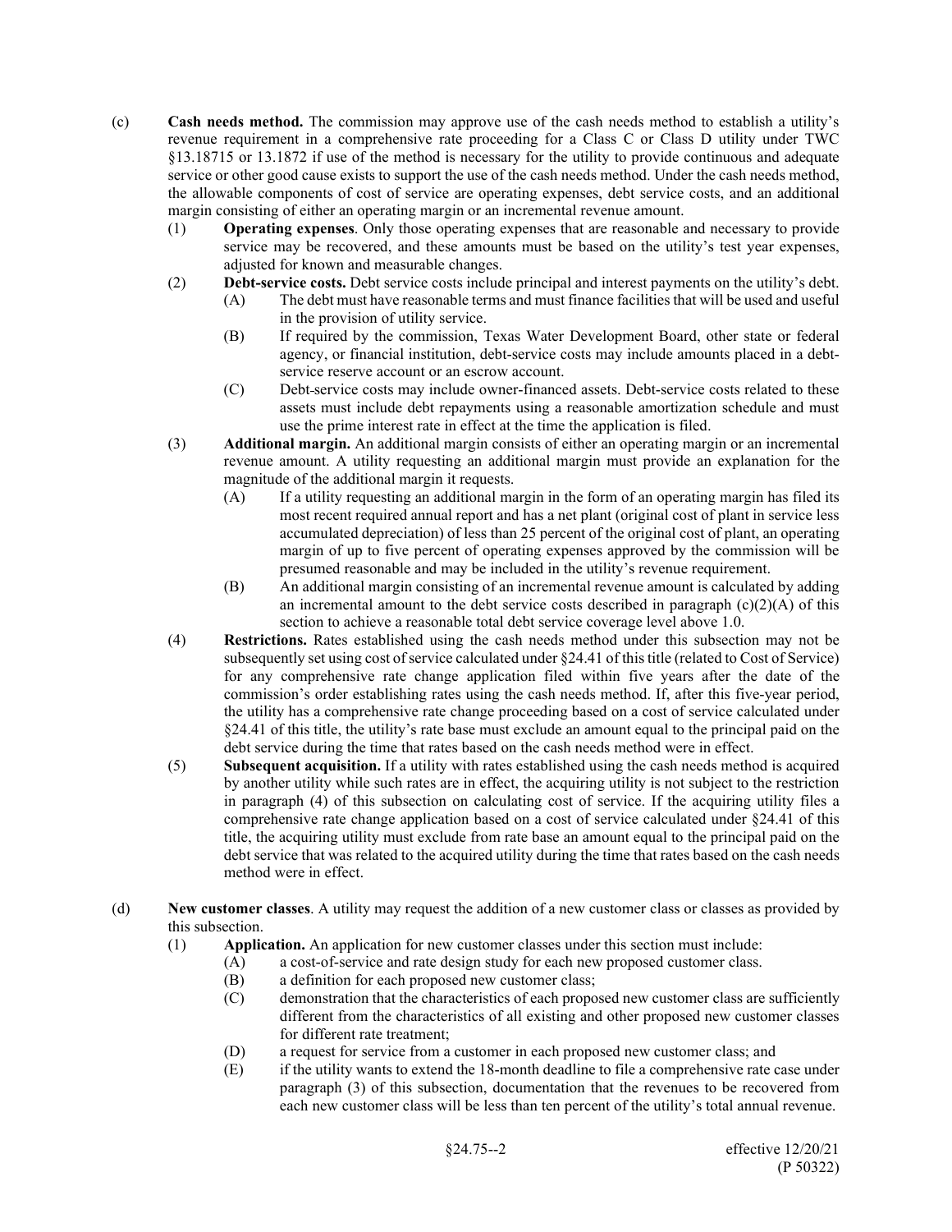(c) **Cash needs method.** The commission may approve use of the cash needs method to establish a utility's revenue requirement in a comprehensive rate proceeding for a Class C or Class D utility under TWC §13.18715 or 13.1872 if use of the method is necessary for the utility to provide continuous and adequate service or other good cause exists to support the use of the cash needs method. Under the cash needs method, the allowable components of cost of service are operating expenses, debt service costs, and an additional margin consisting of either an operating margin or an incremental revenue amount.

(1) **Operating expenses**. Only those operating expenses that are reasonable and necessary to provide service may be recovered, and these amounts must be based on the utility's test year expenses, adjusted for known and measurable changes.

(2) **Debt-service costs.** Debt service costs include principal and interest payments on the utility's debt.

(A) The debt must have reasonable terms and must finance facilities that will be used and useful in the provision of utility service.

(B) If required by the commission, Texas Water Development Board, other state or federal agency, or financial institution, debt-service costs may include amounts placed in a debt-service reserve account or an escrow account.

(C) Debt-service costs may include owner-financed assets. Debt-service costs related to these assets must include debt repayments using a reasonable amortization schedule and must use the prime interest rate in effect at the time the application is filed.

(3) **Additional margin.** An additional margin consists of either an operating margin or an incremental revenue amount. A utility requesting an additional margin must provide an explanation for the magnitude of the additional margin it requests.

(A) If a utility requesting an additional margin in the form of an operating margin has filed its most recent required annual report and has a net plant (original cost of plant in service less accumulated depreciation) of less than 25 percent of the original cost of plant, an operating margin of up to five percent of operating expenses approved by the commission will be presumed reasonable and may be included in the utility's revenue requirement.

(B) An additional margin consisting of an incremental revenue amount is calculated by adding an incremental amount to the debt service costs described in paragraph (c)(2)(A) of this section to achieve a reasonable total debt service coverage level above 1.0.

(4) **Restrictions.** Rates established using the cash needs method under this subsection may not be subsequently set using cost of service calculated under §24.41 of this title (related to Cost of Service) for any comprehensive rate change application filed within five years after the date of the commission's order establishing rates using the cash needs method. If, after this five-year period, the utility has a comprehensive rate change proceeding based on a cost of service calculated under §24.41 of this title, the utility's rate base must exclude an amount equal to the principal paid on the debt service during the time that rates based on the cash needs method were in effect.

(5) **Subsequent acquisition.** If a utility with rates established using the cash needs method is acquired by another utility while such rates are in effect, the acquiring utility is not subject to the restriction in paragraph (4) of this subsection on calculating cost of service. If the acquiring utility files a comprehensive rate change application based on a cost of service calculated under §24.41 of this title, the acquiring utility must exclude from rate base an amount equal to the principal paid on the debt service that was related to the acquired utility during the time that rates based on the cash needs method were in effect.

(d) **New customer classes**. A utility may request the addition of a new customer class or classes as provided by this subsection.

(1) **Application.** An application for new customer classes under this section must include:

(A) a cost-of-service and rate design study for each new proposed customer class.

(B) a definition for each proposed new customer class;

(C) demonstration that the characteristics of each proposed new customer class are sufficiently different from the characteristics of all existing and other proposed new customer classes for different rate treatment;

(D) a request for service from a customer in each proposed new customer class; and

(E) if the utility wants to extend the 18-month deadline to file a comprehensive rate case under paragraph (3) of this subsection, documentation that the revenues to be recovered from each new customer class will be less than ten percent of the utility's total annual revenue.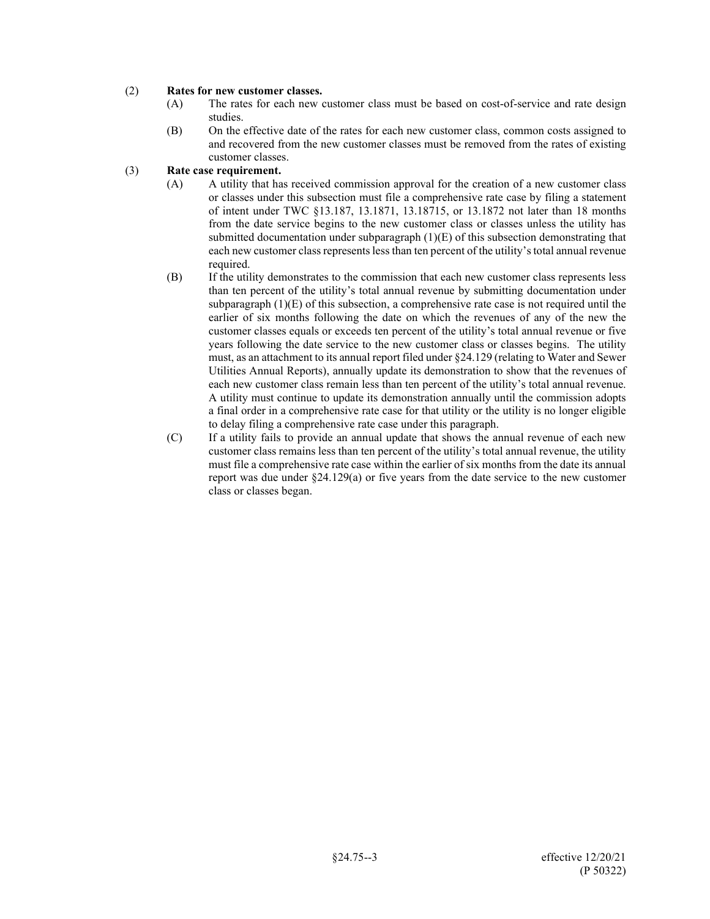(2) **Rates for new customer classes.**

(A) The rates for each new customer class must be based on cost-of-service and rate design studies.

(B) On the effective date of the rates for each new customer class, common costs assigned to and recovered from the new customer classes must be removed from the rates of existing customer classes.

(3) **Rate case requirement.**

(A) A utility that has received commission approval for the creation of a new customer class or classes under this subsection must file a comprehensive rate case by filing a statement of intent under TWC §13.187, 13.1871, 13.18715, or 13.1872 not later than 18 months from the date service begins to the new customer class or classes unless the utility has submitted documentation under subparagraph (1)(E) of this subsection demonstrating that each new customer class represents less than ten percent of the utility's total annual revenue required.

(B) If the utility demonstrates to the commission that each new customer class represents less than ten percent of the utility's total annual revenue by submitting documentation under subparagraph (1)(E) of this subsection, a comprehensive rate case is not required until the earlier of six months following the date on which the revenues of any of the new the customer classes equals or exceeds ten percent of the utility's total annual revenue or five years following the date service to the new customer class or classes begins. The utility must, as an attachment to its annual report filed under §24.129 (relating to Water and Sewer Utilities Annual Reports), annually update its demonstration to show that the revenues of each new customer class remain less than ten percent of the utility's total annual revenue. A utility must continue to update its demonstration annually until the commission adopts a final order in a comprehensive rate case for that utility or the utility is no longer eligible to delay filing a comprehensive rate case under this paragraph.

(C) If a utility fails to provide an annual update that shows the annual revenue of each new customer class remains less than ten percent of the utility's total annual revenue, the utility must file a comprehensive rate case within the earlier of six months from the date its annual report was due under §24.129(a) or five years from the date service to the new customer class or classes began.